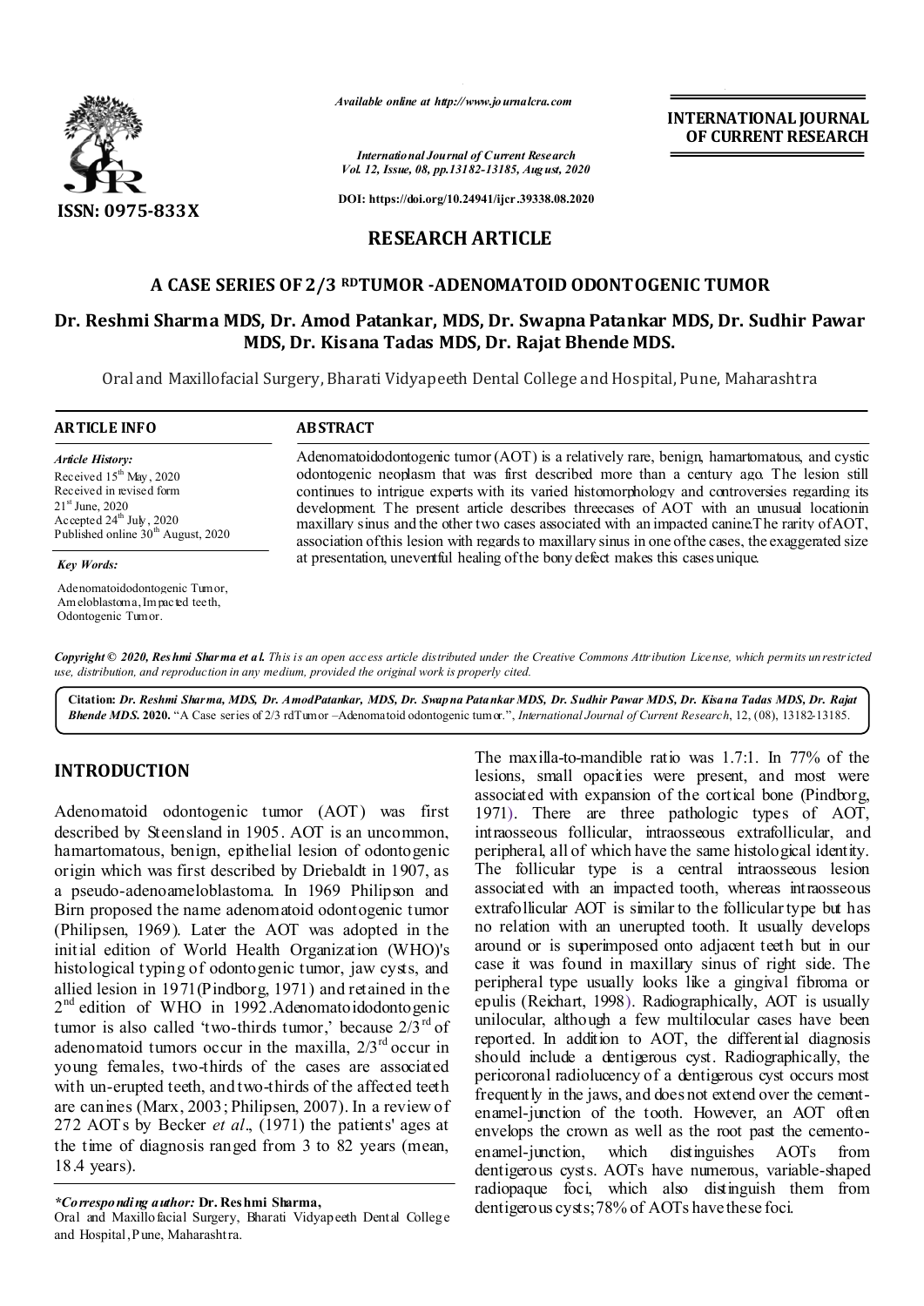Available online at http://www.journalcra.com

International Journal of Current Research
Vol. 12, Issue, 08, pp.13182-13185, August, 2020

DOI: https://doi.org/10.24941/ijcr.39338.08.2020

ISSN: 0975-833X

**INTERNATIONAL JOURNAL OF CURRENT RESEARCH**

## RESEARCH ARTICLE

# A CASE SERIES OF 2/3 RD TUMOR -ADENOMATOID ODONTOGENIC TUMOR

**Dr. Reshmi Sharma MDS, Dr. Amod Patankar, MDS, Dr. Swapna Patankar MDS, Dr. Sudhir Pawar MDS, Dr. Kisana Tadas MDS, Dr. Rajat Bhende MDS.**

Oral and Maxillofacial Surgery, Bharati Vidyapeeth Dental College and Hospital, Pune, Maharashtra

**ARTICLE INFO**

*Article History:*
Received 15th May, 2020
Received in revised form 21st June, 2020
Accepted 24th July, 2020
Published online 30th August, 2020

*Key Words:*

Adenomatoidodontogenic Tumor, Ameloblastoma, Impacted teeth, Odontogenic Tumor.

**ABSTRACT**

Adenomatoidodontogenic tumor (AOT) is a relatively rare, benign, hamartomatous, and cystic odontogenic neoplasm that was first described more than a century ago. The lesion still continues to intrigue experts with its varied histomorphology and controversies regarding its development. The present article describes threecases of AOT with an unusual locationin maxillary sinus and the other two cases associated with an impacted canine.The rarity of AOT, association of this lesion with regards to maxillary sinus in one of the cases, the exaggerated size at presentation, uneventful healing of the bony defect makes this cases unique.

*Copyright © 2020, Reshmi Sharma et al. This is an open access article distributed under the Creative Commons Attribution License, which permits unrestricted use, distribution, and reproduction in any medium, provided the original work is properly cited.*

**Citation:** *Dr. Reshmi Sharma, MDS, Dr. AmodPatankar, MDS, Dr. Swapna Patankar MDS, Dr. Sudhir Pawar MDS, Dr. Kisana Tadas MDS, Dr. Rajat Bhende MDS.* **2020.** "A Case series of 2/3 rdTumor –Adenomatoid odontogenic tumor.", *International Journal of Current Research*, 12, (08), 13182-13185.

## INTRODUCTION

Adenomatoid odontogenic tumor (AOT) was first described by Steensland in 1905. AOT is an uncommon, hamartomatous, benign, epithelial lesion of odontogenic origin which was first described by Driebaldt in 1907, as a pseudo-adenoameloblastoma. In 1969 Philipson and Birn proposed the name adenomatoid odontogenic tumor (Philipsen, 1969). Later the AOT was adopted in the initial edition of World Health Organization (WHO)'s histological typing of odontogenic tumor, jaw cysts, and allied lesion in 1971(Pindborg, 1971) and retained in the 2nd edition of WHO in 1992.Adenomatoidodontogenic tumor is also called 'two-thirds tumor,' because 2/3rd of adenomatoid tumors occur in the maxilla, 2/3rd occur in young females, two-thirds of the cases are associated with un-erupted teeth, and two-thirds of the affected teeth are canines (Marx, 2003; Philipsen, 2007). In a review of 272 AOTs by Becker *et al*., (1971) the patients' ages at the time of diagnosis ranged from 3 to 82 years (mean, 18.4 years). The maxilla-to-mandible ratio was 1.7:1. In 77% of the lesions, small opacities were present, and most were associated with expansion of the cortical bone (Pindborg, 1971). There are three pathologic types of AOT, intraosseous follicular, intraosseous extrafollicular, and peripheral, all of which have the same histological identity. The follicular type is a central intraosseous lesion associated with an impacted tooth, whereas intraosseous extrafollicular AOT is similar to the follicular type but has no relation with an unerupted tooth. It usually develops around or is superimposed onto adjacent teeth but in our case it was found in maxillary sinus of right side. The peripheral type usually looks like a gingival fibroma or epulis (Reichart, 1998). Radiographically, AOT is usually unilocular, although a few multilocular cases have been reported. In addition to AOT, the differential diagnosis should include a dentigerous cyst. Radiographically, the pericoronal radiolucency of a dentigerous cyst occurs most frequently in the jaws, and does not extend over the cement-enamel-junction of the tooth. However, an AOT often envelops the crown as well as the root past the cemento-enamel-junction, which distinguishes AOTs from dentigerous cysts. AOTs have numerous, variable-shaped radiopaque foci, which also distinguish them from dentigerous cysts; 78% of AOTs have these foci.

**\*Corresponding author:** Dr. Reshmi Sharma,
Oral and Maxillofacial Surgery, Bharati Vidyapeeth Dental College and Hospital, Pune, Maharashtra.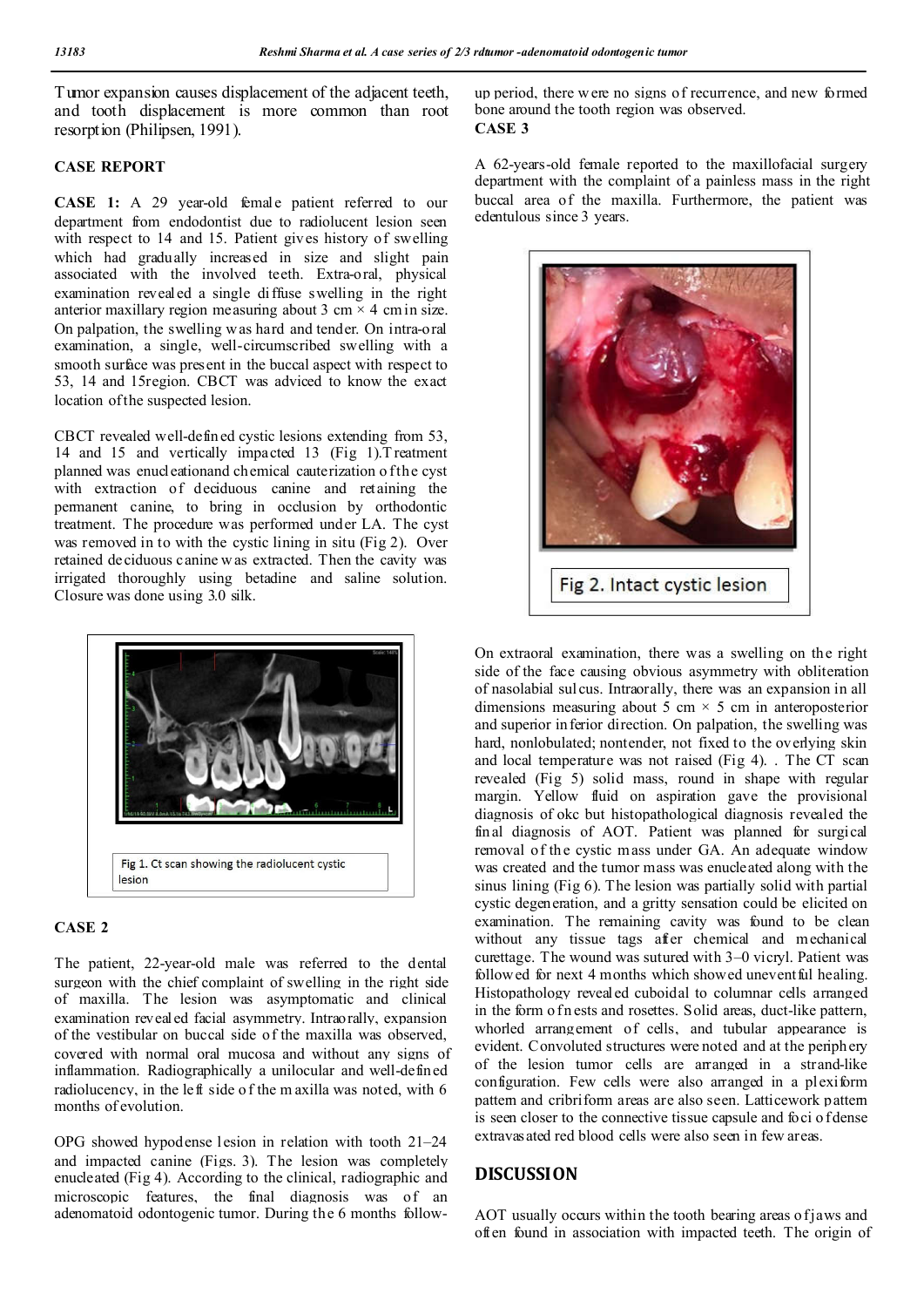Tumor expansion causes displacement of the adjacent teeth, and tooth displacement is more common than root resorption (Philipsen, 1991).

## CASE REPORT

**CASE 1:** A 29 year-old female patient referred to our department from endodontist due to radiolucent lesion seen with respect to 14 and 15. Patient gives history of swelling which had gradually increased in size and slight pain associated with the involved teeth. Extra-oral, physical examination revealed a single diffuse swelling in the right anterior maxillary region measuring about 3 cm × 4 cm in size. On palpation, the swelling was hard and tender. On intra-oral examination, a single, well-circumscribed swelling with a smooth surface was present in the buccal aspect with respect to 53, 14 and 15region. CBCT was adviced to know the exact location of the suspected lesion.

CBCT revealed well-defined cystic lesions extending from 53, 14 and 15 and vertically impacted 13 (Fig 1).Treatment planned was enucleationand chemical cauterization of the cyst with extraction of deciduous canine and retaining the permanent canine, to bring in occlusion by orthodontic treatment. The procedure was performed under LA. The cyst was removed in to with the cystic lining in situ (Fig 2). Over retained deciduous canine was extracted. Then the cavity was irrigated thoroughly using betadine and saline solution. Closure was done using 3.0 silk.

Fig 1. Ct scan showing the radiolucent cystic lesion

## CASE 2

The patient, 22-year-old male was referred to the dental surgeon with the chief complaint of swelling in the right side of maxilla. The lesion was asymptomatic and clinical examination revealed facial asymmetry. Intraorally, expansion of the vestibular on buccal side of the maxilla was observed, covered with normal oral mucosa and without any signs of inflammation. Radiographically a unilocular and well-defined radiolucency, in the left side of the maxilla was noted, with 6 months of evolution.

OPG showed hypodense lesion in relation with tooth 21–24 and impacted canine (Figs. 3). The lesion was completely enucleated (Fig 4). According to the clinical, radiographic and microscopic features, the final diagnosis was of an adenomatoid odontogenic tumor. During the 6 months follow-up period, there were no signs of recurrence, and new formed bone around the tooth region was observed.

## CASE 3

A 62-years-old female reported to the maxillofacial surgery department with the complaint of a painless mass in the right buccal area of the maxilla. Furthermore, the patient was edentulous since 3 years.

Fig 2. Intact cystic lesion

On extraoral examination, there was a swelling on the right side of the face causing obvious asymmetry with obliteration of nasolabial sulcus. Intraorally, there was an expansion in all dimensions measuring about 5 cm × 5 cm in anteroposterior and superior inferior direction. On palpation, the swelling was hard, nonlobulated; nontender, not fixed to the overlying skin and local temperature was not raised (Fig 4). . The CT scan revealed (Fig 5) solid mass, round in shape with regular margin. Yellow fluid on aspiration gave the provisional diagnosis of okc but histopathological diagnosis revealed the final diagnosis of AOT. Patient was planned for surgical removal of the cystic mass under GA. An adequate window was created and the tumor mass was enucleated along with the sinus lining (Fig 6). The lesion was partially solid with partial cystic degeneration, and a gritty sensation could be elicited on examination. The remaining cavity was found to be clean without any tissue tags after chemical and mechanical curettage. The wound was sutured with 3–0 vicryl. Patient was followed for next 4 months which showed uneventful healing. Histopathology revealed cuboidal to columnar cells arranged in the form of nests and rosettes. Solid areas, duct-like pattern, whorled arrangement of cells, and tubular appearance is evident. Convoluted structures were noted and at the periphery of the lesion tumor cells are arranged in a strand-like configuration. Few cells were also arranged in a plexiform pattern and cribriform areas are also seen. Latticework pattern is seen closer to the connective tissue capsule and foci of dense extravasated red blood cells were also seen in few areas.

## DISCUSSION

AOT usually occurs within the tooth bearing areas of jaws and often found in association with impacted teeth. The origin of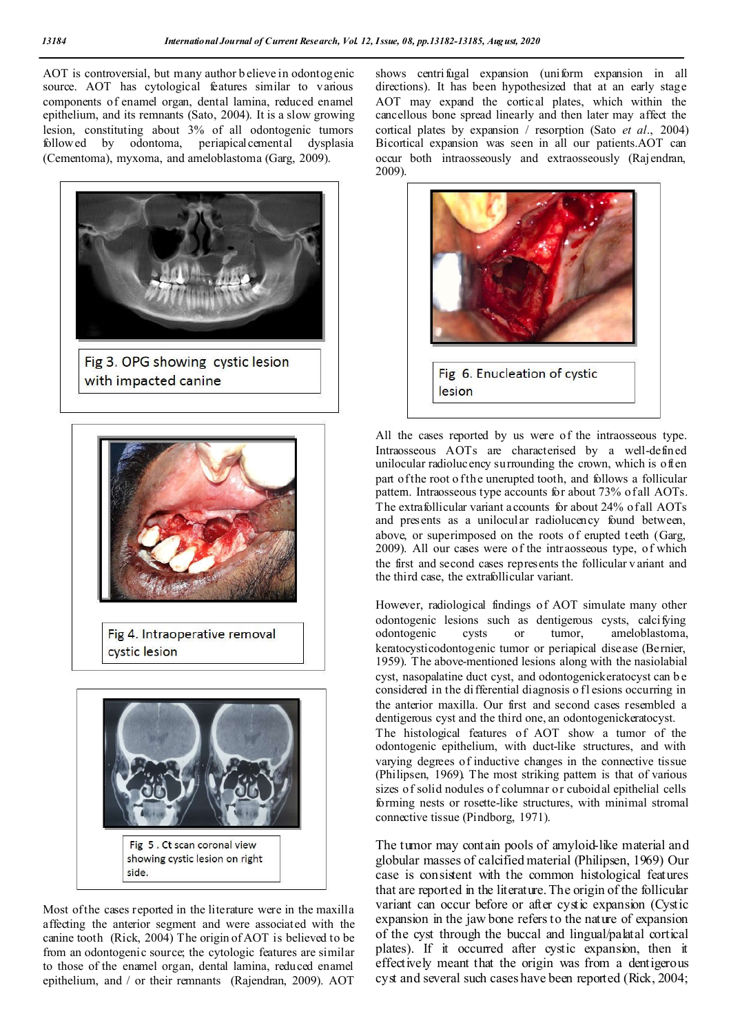AOT is controversial, but many author believe in odontogenic source. AOT has cytological features similar to various components of enamel organ, dental lamina, reduced enamel epithelium, and its remnants (Sato, 2004). It is a slow growing lesion, constituting about 3% of all odontogenic tumors followed by odontoma, periapical cemental dysplasia (Cementoma), myxoma, and ameloblastoma (Garg, 2009).

Fig 3. OPG showing cystic lesion with impacted canine

Fig 4. Intraoperative removal cystic lesion

Fig 5 . Ct scan coronal view showing cystic lesion on right side.

Most of the cases reported in the literature were in the maxilla affecting the anterior segment and were associated with the canine tooth (Rick, 2004) The origin of AOT is believed to be from an odontogenic source; the cytologic features are similar to those of the enamel organ, dental lamina, reduced enamel epithelium, and / or their remnants (Rajendran, 2009). AOT shows centrifugal expansion (uniform expansion in all directions). It has been hypothesized that at an early stage AOT may expand the cortical plates, which within the cancellous bone spread linearly and then later may affect the cortical plates by expansion / resorption (Sato *et al*., 2004) Bicortical expansion was seen in all our patients.AOT can occur both intraosseously and extraosseously (Rajendran, 2009).

Fig 6. Enucleation of cystic lesion

All the cases reported by us were of the intraosseous type. Intraosseous AOTs are characterised by a well-defined unilocular radiolucency surrounding the crown, which is often part of the root of the unerupted tooth, and follows a follicular pattern. Intraosseous type accounts for about 73% of all AOTs. The extrafollicular variant accounts for about 24% of all AOTs and presents as a unilocular radiolucency found between, above, or superimposed on the roots of erupted teeth (Garg, 2009). All our cases were of the intraosseous type, of which the first and second cases represents the follicular variant and the third case, the extrafollicular variant.

However, radiological findings of AOT simulate many other odontogenic lesions such as dentigerous cysts, calcifying odontogenic cysts or tumor, ameloblastoma, keratocysticodontogenic tumor or periapical disease (Bernier, 1959). The above-mentioned lesions along with the nasiolabial cyst, nasopalatine duct cyst, and odontogenickeratocyst can be considered in the differential diagnosis of lesions occurring in the anterior maxilla. Our first and second cases resembled a dentigerous cyst and the third one, an odontogenickeratocyst.
The histological features of AOT show a tumor of the odontogenic epithelium, with duct-like structures, and with varying degrees of inductive changes in the connective tissue (Philipsen, 1969). The most striking pattern is that of various sizes of solid nodules of columnar or cuboidal epithelial cells forming nests or rosette-like structures, with minimal stromal connective tissue (Pindborg, 1971).

The tumor may contain pools of amyloid-like material and globular masses of calcified material (Philipsen, 1969) Our case is consistent with the common histological features that are reported in the literature. The origin of the follicular variant can occur before or after cystic expansion (Cystic expansion in the jaw bone refers to the nature of expansion of the cyst through the buccal and lingual/palatal cortical plates). If it occurred after cystic expansion, then it effectively meant that the origin was from a dentigerous cyst and several such cases have been reported (Rick, 2004;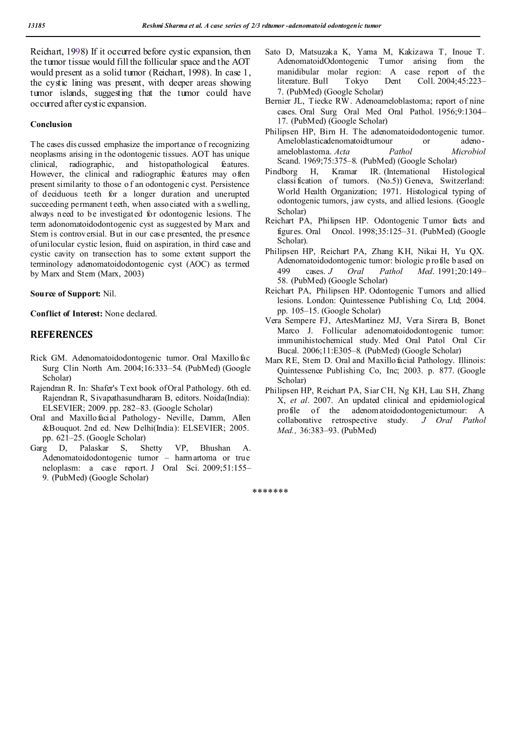Reichart, 1998) If it occurred before cystic expansion, then the tumor tissue would fill the follicular space and the AOT would present as a solid tumor (Reichart, 1998). In case 1, the cystic lining was present, with deeper areas showing tumor islands, suggesting that the tumor could have occurred after cystic expansion.

### Conclusion

The cases discussed emphasize the importance of recognizing neoplasms arising in the odontogenic tissues. AOT has unique clinical, radiographic, and histopathological features. However, the clinical and radiographic features may often present similarity to those of an odontogenic cyst. Persistence of deciduous teeth for a longer duration and unerupted succeeding permanent teeth, when associated with a swelling, always need to be investigated for odontogenic lesions. The term adonomatoidodontogenic cyst as suggested by Marx and Stem is controversial. But in our case presented, the presence of unilocular cystic lesion, fluid on aspiration, in third case and cystic cavity on transection has to some extent support the terminology adenomatoidodontogenic cyst (AOC) as termed by Marx and Stern (Marx, 2003)

**Source of Support:** Nil.

**Conflict of Interest:** None declared.

## REFERENCES

Rick GM. Adenomatoidodontogenic tumor. Oral Maxillofac Surg Clin North Am. 2004;16:333–54. (PubMed) (Google Scholar)

Rajendran R. In: Shafer's Text book of Oral Pathology. 6th ed. Rajendran R, Sivapathasundharam B, editors. Noida(India): ELSEVIER; 2009. pp. 282–83. (Google Scholar)

Oral and Maxillofacial Pathology- Neville, Damm, Allen &Bouquot. 2nd ed. New Delhi(India): ELSEVIER; 2005. pp. 621–25. (Google Scholar)

Garg D, Palaskar S, Shetty VP, Bhushan A. Adenomatoidodontogenic tumor – harmartoma or true neloplasm: a case report. J Oral Sci. 2009;51:155–9. (PubMed) (Google Scholar)

Sato D, Matsuzaka K, Yama M, Kakizawa T, Inoue T. AdenomatoidOdontogenic Tumor arising from the manidibular molar region: A case report of the literature. Bull Tokyo Dent Coll. 2004;45:223–7. (PubMed) (Google Scholar)

Bernier JL, Tiecke RW. Adenoameloblastoma; report of nine cases. Oral Surg Oral Med Oral Pathol. 1956;9:1304–17. (PubMed) (Google Scholar)

Philipsen HP, Birn H. The adenomatoidodontogenic tumor. Ameloblasticadenomatoidtumour or adeno-ameloblastoma. *Acta Pathol Microbiol* Scand. 1969;75:375–8. (PubMed) (Google Scholar)

Pindborg H, Kramar IR. (International Histological classification of tumors. (No.5)) Geneva, Switzerland: World Health Organization; 1971. Histological typing of odontogenic tumors, jaw cysts, and allied lesions. (Google Scholar)

Reichart PA, Philipsen HP. Odontogenic Tumor facts and figures. Oral Oncol. 1998;35:125–31. (PubMed) (Google Scholar).

Philipsen HP, Reichart PA, Zhang KH, Nikai H, Yu QX. Adenomatoidodontogenic tumor: biologic profile based on 499 cases. *J Oral Pathol Med*. 1991;20:149–58. (PubMed) (Google Scholar)

Reichart PA, Philipsen HP. Odontogenic Tumors and allied lesions. London: Quintessence Publishing Co, Ltd; 2004. pp. 105–15. (Google Scholar)

Vera Sempere FJ, ArtesMartínez MJ, Vera Sirera B, Bonet Marco J. Follicular adenomatoidodontogenic tumor: immunihistochemical study. Med Oral Patol Oral Cir Bucal. 2006;11:E305–8. (PubMed) (Google Scholar)

Marx RE, Stern D. Oral and Maxillofacial Pathology. Illinois: Quintessence Publishing Co, Inc; 2003. p. 877. (Google Scholar)

Philipsen HP, Reichart PA, Siar CH, Ng KH, Lau SH, Zhang X, *et al*. 2007. An updated clinical and epidemiological profile of the adenomatoidodontogenictumour: A collaborative retrospective study. *J Oral Pathol Med.,* 36:383–93. (PubMed)

*******